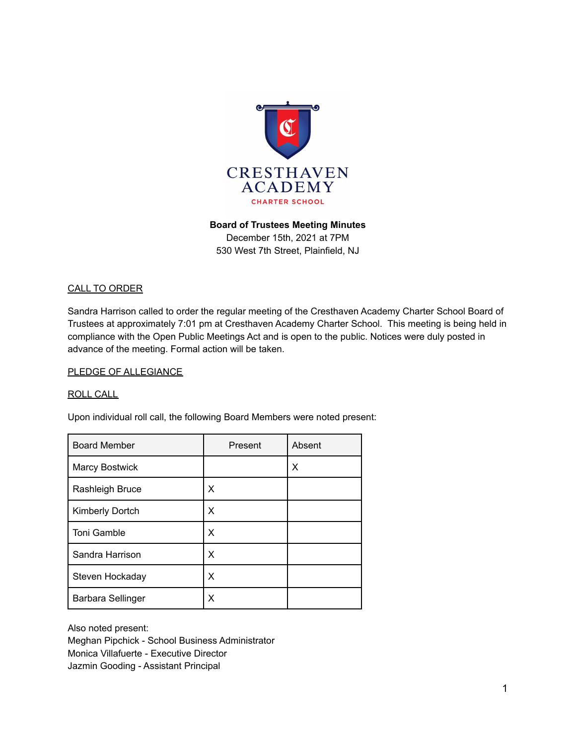CRESTHAVEN ACADEMY

CHARTER SCHOOL

**Board of Trustees Meeting Minutes**

December 15th, 2021 at 7PM

530 West 7th Street, Plainfield, NJ

## CALL TO ORDER

Sandra Harrison called to order the regular meeting of the Cresthaven Academy Charter School Board of Trustees at approximately 7:01 pm at Cresthaven Academy Charter School. This meeting is being held in compliance with the Open Public Meetings Act and is open to the public. Notices were duly posted in advance of the meeting. Formal action will be taken.

## PLEDGE OF ALLEGIANCE

## ROLL CALL

Upon individual roll call, the following Board Members were noted present:

| Board Member | Present | Absent |
|---|---|---|
| Marcy Bostwick | | X |
| Rashleigh Bruce | X | |
| Kimberly Dortch | X | |
| Toni Gamble | X | |
| Sandra Harrison | X | |
| Steven Hockaday | X | |
| Barbara Sellinger | X | |

Also noted present:
Meghan Pipchick - School Business Administrator
Monica Villafuerte - Executive Director
Jazmin Gooding - Assistant Principal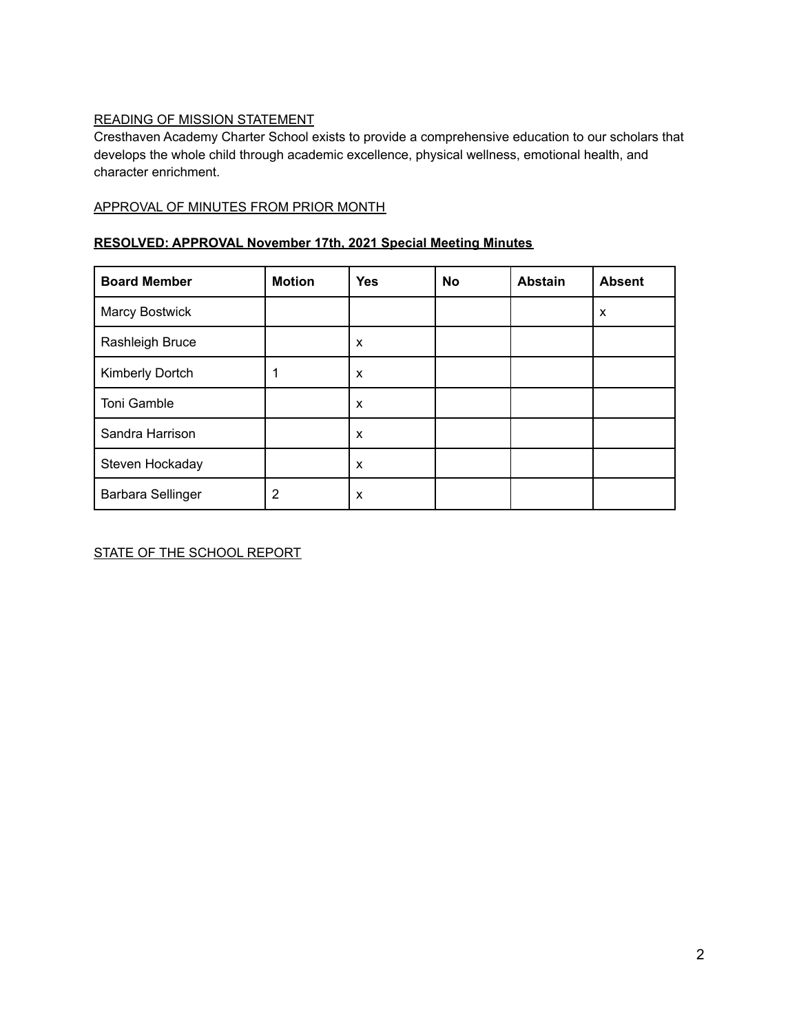READING OF MISSION STATEMENT

Cresthaven Academy Charter School exists to provide a comprehensive education to our scholars that develops the whole child through academic excellence, physical wellness, emotional health, and character enrichment.

APPROVAL OF MINUTES FROM PRIOR MONTH

**RESOLVED: APPROVAL November 17th, 2021 Special Meeting Minutes**

| Board Member | Motion | Yes | No | Abstain | Absent |
|---|---|---|---|---|---|
| Marcy Bostwick | | | | | x |
| Rashleigh Bruce | | x | | | |
| Kimberly Dortch | 1 | x | | | |
| Toni Gamble | | x | | | |
| Sandra Harrison | | x | | | |
| Steven Hockaday | | x | | | |
| Barbara Sellinger | 2 | x | | | |

STATE OF THE SCHOOL REPORT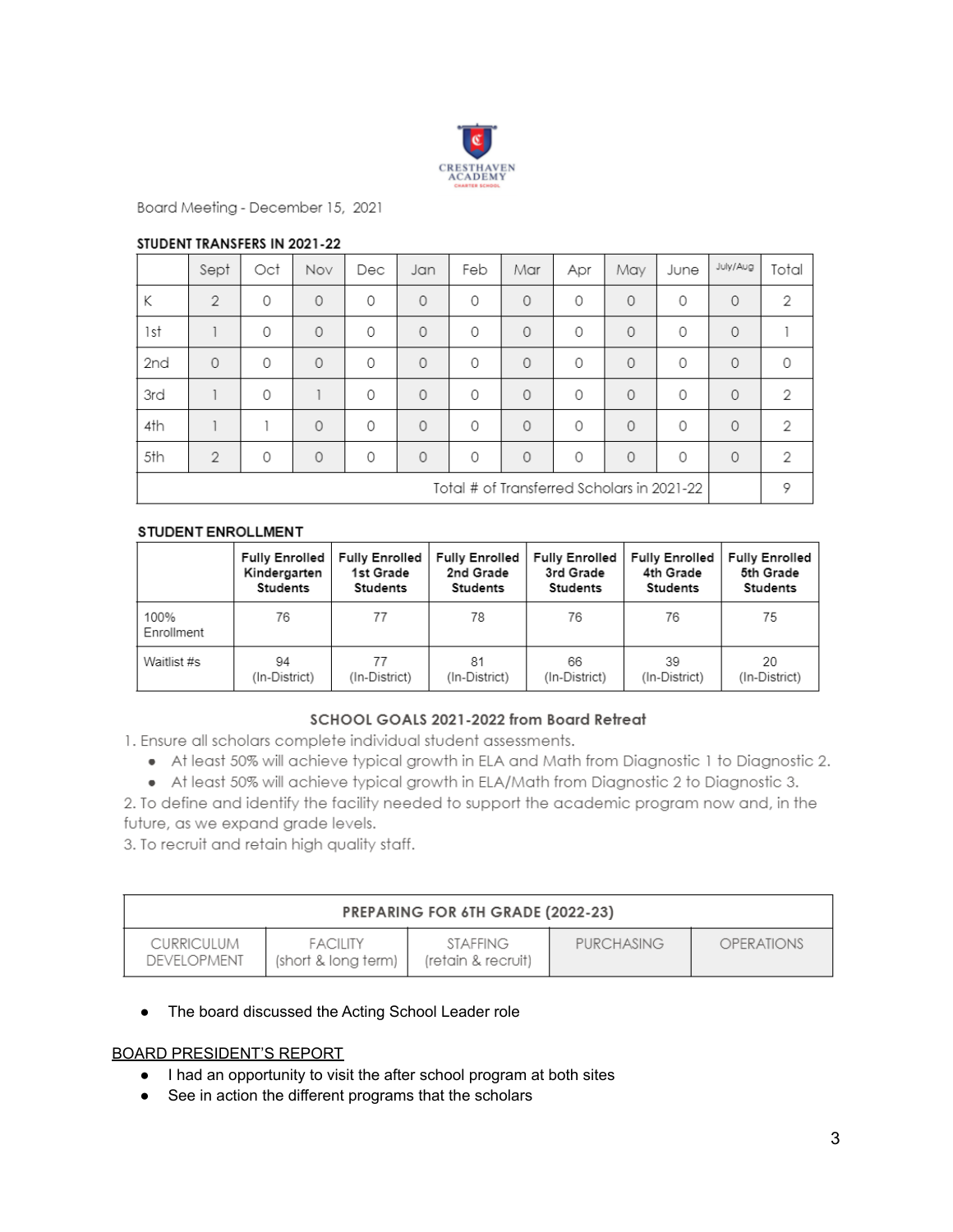Board Meeting - December 15, 2021

**STUDENT TRANSFERS IN 2021-22**

| | Sept | Oct | Nov | Dec | Jan | Feb | Mar | Apr | May | June | July/Aug | Total |
|---|---|---|---|---|---|---|---|---|---|---|---|---|
| K | 2 | 0 | 0 | 0 | 0 | 0 | 0 | 0 | 0 | 0 | 0 | 2 |
| 1st | 1 | 0 | 0 | 0 | 0 | 0 | 0 | 0 | 0 | 0 | 0 | 1 |
| 2nd | 0 | 0 | 0 | 0 | 0 | 0 | 0 | 0 | 0 | 0 | 0 | 0 |
| 3rd | 1 | 0 | 1 | 0 | 0 | 0 | 0 | 0 | 0 | 0 | 0 | 2 |
| 4th | 1 | 1 | 0 | 0 | 0 | 0 | 0 | 0 | 0 | 0 | 0 | 2 |
| 5th | 2 | 0 | 0 | 0 | 0 | 0 | 0 | 0 | 0 | 0 | 0 | 2 |
| Total # of Transferred Scholars in 2021-22 | | | | | | | | | | | | 9 |

**STUDENT ENROLLMENT**

| | Fully Enrolled Kindergarten Students | Fully Enrolled 1st Grade Students | Fully Enrolled 2nd Grade Students | Fully Enrolled 3rd Grade Students | Fully Enrolled 4th Grade Students | Fully Enrolled 5th Grade Students |
|---|---|---|---|---|---|---|
| 100% Enrollment | 76 | 77 | 78 | 76 | 76 | 75 |
| Waitlist #s | 94 (In-District) | 77 (In-District) | 81 (In-District) | 66 (In-District) | 39 (In-District) | 20 (In-District) |

**SCHOOL GOALS 2021-2022 from Board Retreat**

1. Ensure all scholars complete individual student assessments.
   - At least 50% will achieve typical growth in ELA and Math from Diagnostic 1 to Diagnostic 2.
   - At least 50% will achieve typical growth in ELA/Math from Diagnostic 2 to Diagnostic 3.
2. To define and identify the facility needed to support the academic program now and, in the future, as we expand grade levels.
3. To recruit and retain high quality staff.

| PREPARING FOR 6TH GRADE (2022-23) | | | | |
|---|---|---|---|---|
| CURRICULUM DEVELOPMENT | FACILITY (short & long term) | STAFFING (retain & recruit) | PURCHASING | OPERATIONS |

- The board discussed the Acting School Leader role

BOARD PRESIDENT'S REPORT

- I had an opportunity to visit the after school program at both sites
- See in action the different programs that the scholars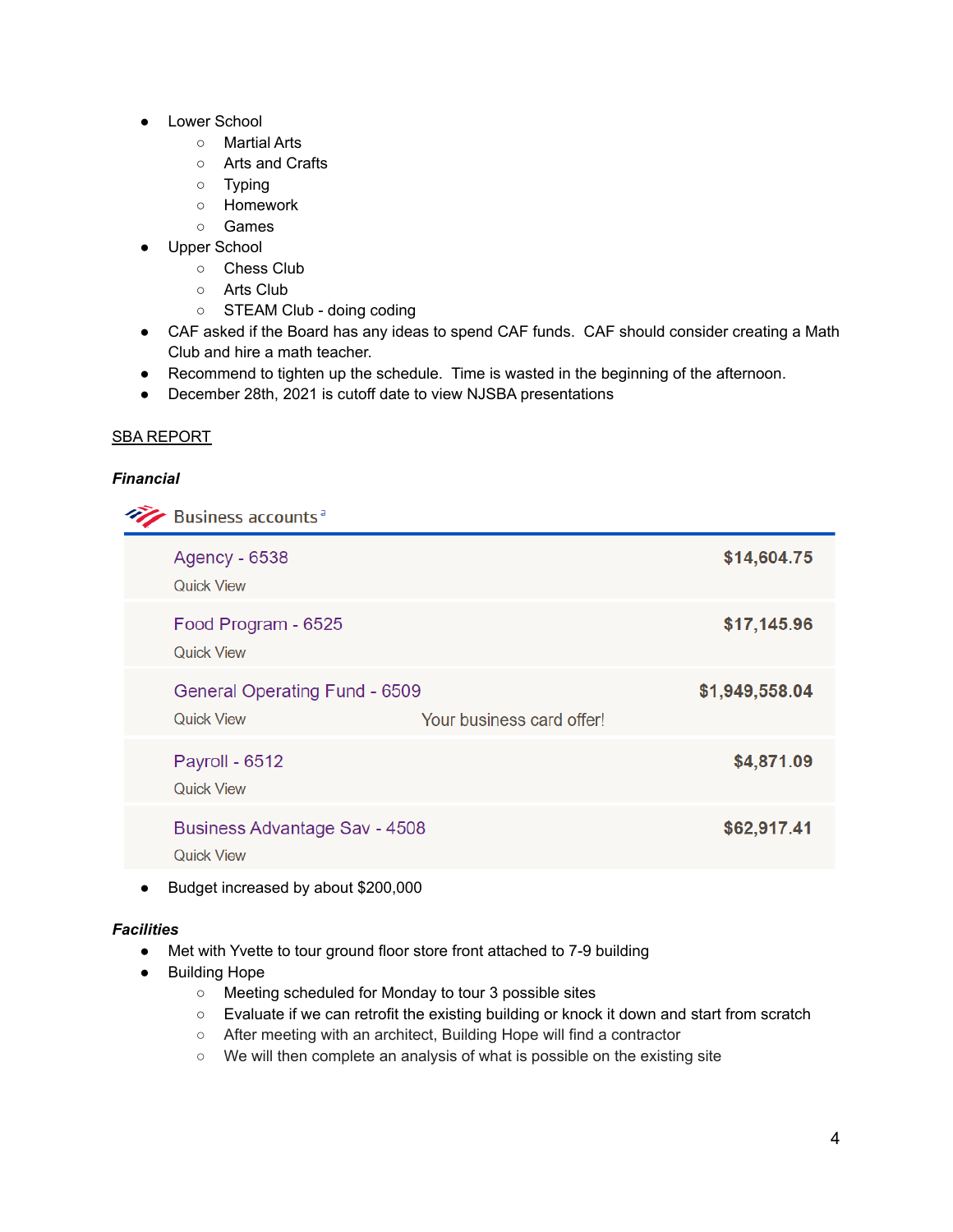- Lower School
  - Martial Arts
  - Arts and Crafts
  - Typing
  - Homework
  - Games
- Upper School
  - Chess Club
  - Arts Club
  - STEAM Club - doing coding
- CAF asked if the Board has any ideas to spend CAF funds. CAF should consider creating a Math Club and hire a math teacher.
- Recommend to tighten up the schedule. Time is wasted in the beginning of the afternoon.
- December 28th, 2021 is cutoff date to view NJSBA presentations

<u>SBA REPORT</u>

***Financial***

Business accounts [a]

| Account | Balance |
|---|---|
| Agency - 6538<br>Quick View | $14,604.75 |
| Food Program - 6525<br>Quick View | $17,145.96 |
| General Operating Fund - 6509<br>Quick View    Your business card offer! | $1,949,558.04 |
| Payroll - 6512<br>Quick View | $4,871.09 |
| Business Advantage Sav - 4508<br>Quick View | $62,917.41 |

- Budget increased by about $200,000

***Facilities***

- Met with Yvette to tour ground floor store front attached to 7-9 building
- Building Hope
  - Meeting scheduled for Monday to tour 3 possible sites
  - Evaluate if we can retrofit the existing building or knock it down and start from scratch
  - After meeting with an architect, Building Hope will find a contractor
  - We will then complete an analysis of what is possible on the existing site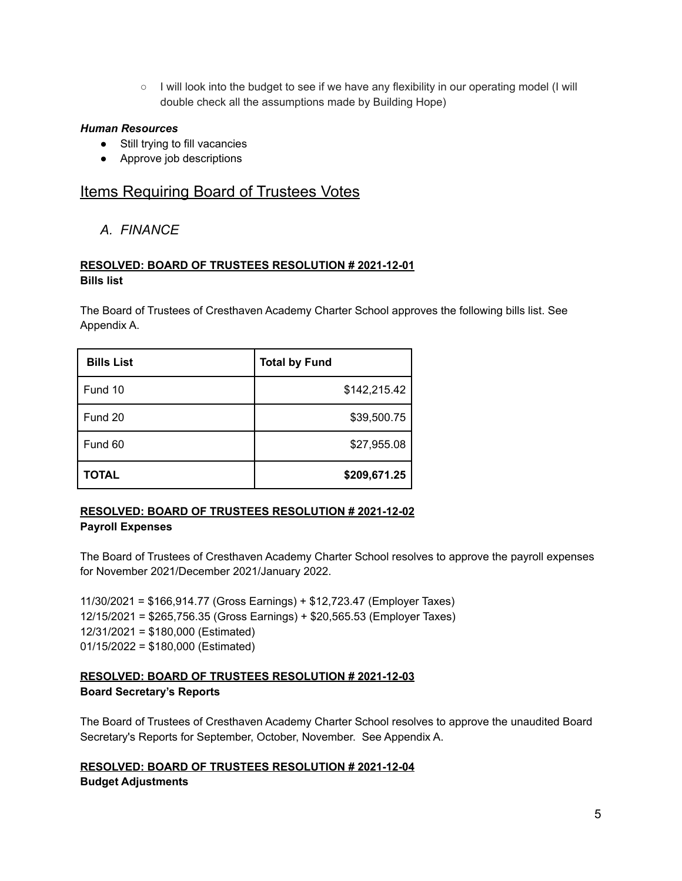- I will look into the budget to see if we have any flexibility in our operating model (I will double check all the assumptions made by Building Hope)

***Human Resources***

- Still trying to fill vacancies
- Approve job descriptions

## Items Requiring Board of Trustees Votes

### *A. FINANCE*

**RESOLVED: BOARD OF TRUSTEES RESOLUTION # 2021-12-01**
**Bills list**

The Board of Trustees of Cresthaven Academy Charter School approves the following bills list. See Appendix A.

| Bills List | Total by Fund |
|---|---:|
| Fund 10 | $142,215.42 |
| Fund 20 | $39,500.75 |
| Fund 60 | $27,955.08 |
| **TOTAL** | **$209,671.25** |

**RESOLVED: BOARD OF TRUSTEES RESOLUTION # 2021-12-02**
**Payroll Expenses**

The Board of Trustees of Cresthaven Academy Charter School resolves to approve the payroll expenses for November 2021/December 2021/January 2022.

11/30/2021 = $166,914.77 (Gross Earnings) + $12,723.47 (Employer Taxes)
12/15/2021 = $265,756.35 (Gross Earnings) + $20,565.53 (Employer Taxes)
12/31/2021 = $180,000 (Estimated)
01/15/2022 = $180,000 (Estimated)

**RESOLVED: BOARD OF TRUSTEES RESOLUTION # 2021-12-03**
**Board Secretary's Reports**

The Board of Trustees of Cresthaven Academy Charter School resolves to approve the unaudited Board Secretary's Reports for September, October, November. See Appendix A.

**RESOLVED: BOARD OF TRUSTEES RESOLUTION # 2021-12-04**
**Budget Adjustments**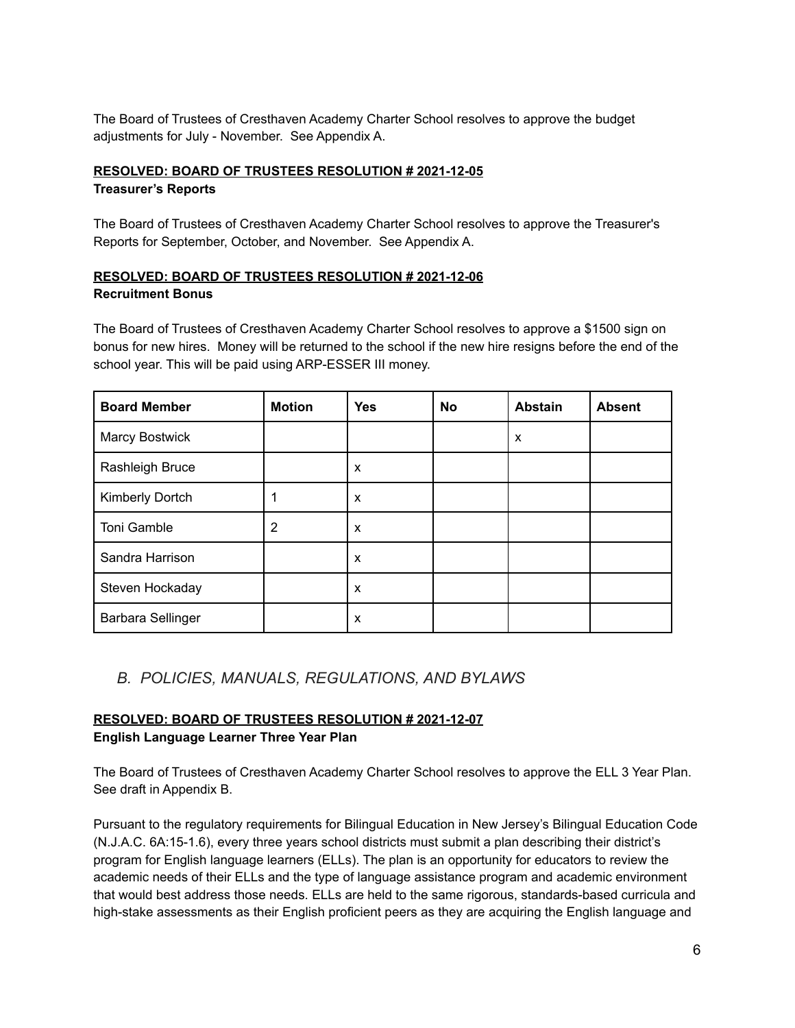The Board of Trustees of Cresthaven Academy Charter School resolves to approve the budget adjustments for July - November. See Appendix A.

**RESOLVED: BOARD OF TRUSTEES RESOLUTION # 2021-12-05**
**Treasurer's Reports**

The Board of Trustees of Cresthaven Academy Charter School resolves to approve the Treasurer's Reports for September, October, and November. See Appendix A.

**RESOLVED: BOARD OF TRUSTEES RESOLUTION # 2021-12-06**
**Recruitment Bonus**

The Board of Trustees of Cresthaven Academy Charter School resolves to approve a $1500 sign on bonus for new hires. Money will be returned to the school if the new hire resigns before the end of the school year. This will be paid using ARP-ESSER III money.

| Board Member | Motion | Yes | No | Abstain | Absent |
|---|---|---|---|---|---|
| Marcy Bostwick | | | | x | |
| Rashleigh Bruce | | x | | | |
| Kimberly Dortch | 1 | x | | | |
| Toni Gamble | 2 | x | | | |
| Sandra Harrison | | x | | | |
| Steven Hockaday | | x | | | |
| Barbara Sellinger | | x | | | |

## *B. POLICIES, MANUALS, REGULATIONS, AND BYLAWS*

**RESOLVED: BOARD OF TRUSTEES RESOLUTION # 2021-12-07**
**English Language Learner Three Year Plan**

The Board of Trustees of Cresthaven Academy Charter School resolves to approve the ELL 3 Year Plan. See draft in Appendix B.

Pursuant to the regulatory requirements for Bilingual Education in New Jersey's Bilingual Education Code (N.J.A.C. 6A:15-1.6), every three years school districts must submit a plan describing their district's program for English language learners (ELLs). The plan is an opportunity for educators to review the academic needs of their ELLs and the type of language assistance program and academic environment that would best address those needs. ELLs are held to the same rigorous, standards-based curricula and high-stake assessments as their English proficient peers as they are acquiring the English language and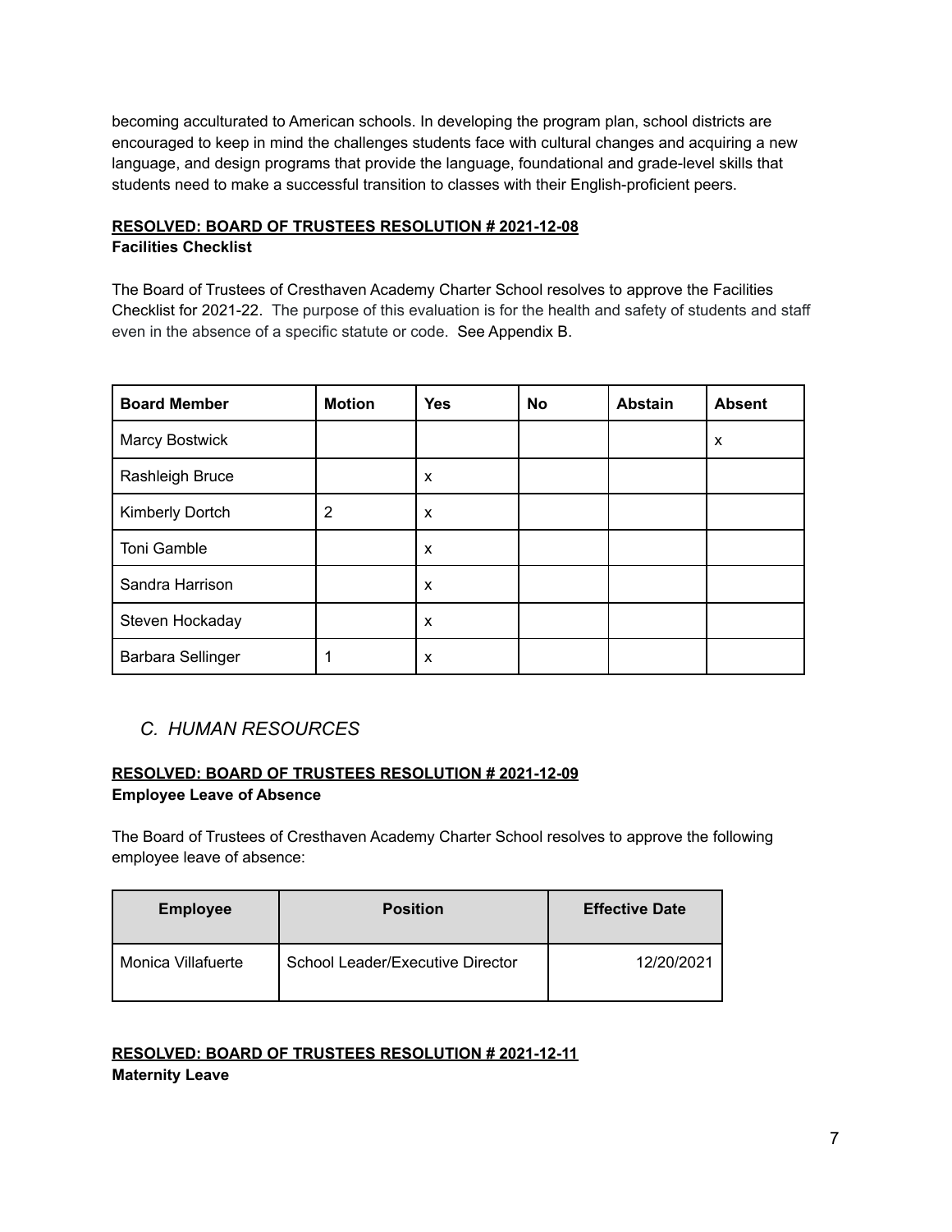becoming acculturated to American schools. In developing the program plan, school districts are encouraged to keep in mind the challenges students face with cultural changes and acquiring a new language, and design programs that provide the language, foundational and grade-level skills that students need to make a successful transition to classes with their English-proficient peers.

**RESOLVED: BOARD OF TRUSTEES RESOLUTION # 2021-12-08**
**Facilities Checklist**

The Board of Trustees of Cresthaven Academy Charter School resolves to approve the Facilities Checklist for 2021-22. The purpose of this evaluation is for the health and safety of students and staff even in the absence of a specific statute or code. See Appendix B.

| Board Member | Motion | Yes | No | Abstain | Absent |
|---|---|---|---|---|---|
| Marcy Bostwick | | | | | x |
| Rashleigh Bruce | | x | | | |
| Kimberly Dortch | 2 | x | | | |
| Toni Gamble | | x | | | |
| Sandra Harrison | | x | | | |
| Steven Hockaday | | x | | | |
| Barbara Sellinger | 1 | x | | | |

## *C. HUMAN RESOURCES*

**RESOLVED: BOARD OF TRUSTEES RESOLUTION # 2021-12-09**
**Employee Leave of Absence**

The Board of Trustees of Cresthaven Academy Charter School resolves to approve the following employee leave of absence:

| Employee | Position | Effective Date |
|---|---|---|
| Monica Villafuerte | School Leader/Executive Director | 12/20/2021 |

**RESOLVED: BOARD OF TRUSTEES RESOLUTION # 2021-12-11**
**Maternity Leave**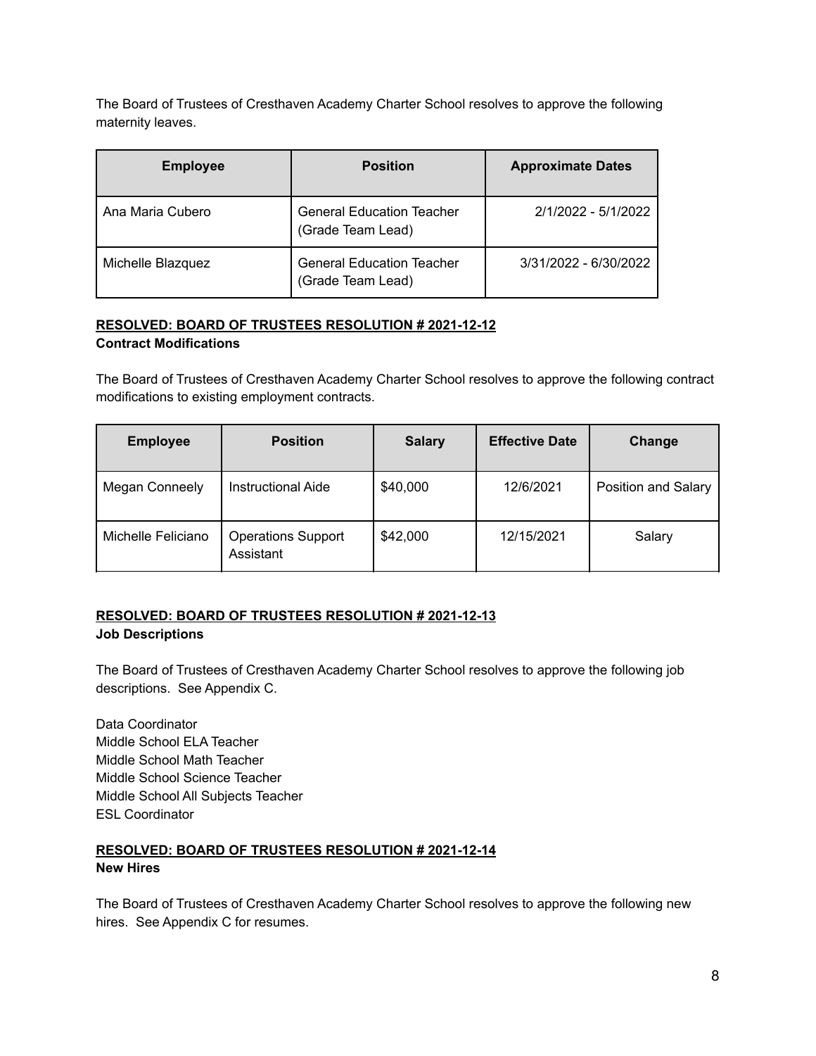The Board of Trustees of Cresthaven Academy Charter School resolves to approve the following maternity leaves.

| Employee | Position | Approximate Dates |
|---|---|---|
| Ana Maria Cubero | General Education Teacher (Grade Team Lead) | 2/1/2022 - 5/1/2022 |
| Michelle Blazquez | General Education Teacher (Grade Team Lead) | 3/31/2022 - 6/30/2022 |

**RESOLVED: BOARD OF TRUSTEES RESOLUTION # 2021-12-12**
**Contract Modifications**

The Board of Trustees of Cresthaven Academy Charter School resolves to approve the following contract modifications to existing employment contracts.

| Employee | Position | Salary | Effective Date | Change |
|---|---|---|---|---|
| Megan Conneely | Instructional Aide | $40,000 | 12/6/2021 | Position and Salary |
| Michelle Feliciano | Operations Support Assistant | $42,000 | 12/15/2021 | Salary |

**RESOLVED: BOARD OF TRUSTEES RESOLUTION # 2021-12-13**
**Job Descriptions**

The Board of Trustees of Cresthaven Academy Charter School resolves to approve the following job descriptions. See Appendix C.

Data Coordinator
Middle School ELA Teacher
Middle School Math Teacher
Middle School Science Teacher
Middle School All Subjects Teacher
ESL Coordinator

**RESOLVED: BOARD OF TRUSTEES RESOLUTION # 2021-12-14**
**New Hires**

The Board of Trustees of Cresthaven Academy Charter School resolves to approve the following new hires. See Appendix C for resumes.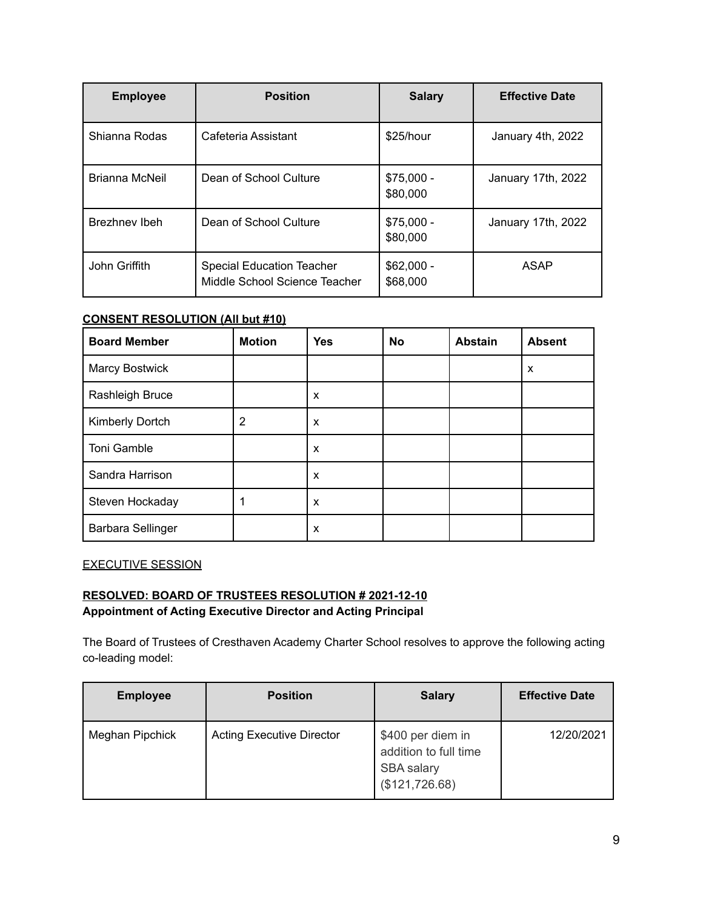| Employee | Position | Salary | Effective Date |
|---|---|---|---|
| Shianna Rodas | Cafeteria Assistant | $25/hour | January 4th, 2022 |
| Brianna McNeil | Dean of School Culture | $75,000 - $80,000 | January 17th, 2022 |
| Brezhnev Ibeh | Dean of School Culture | $75,000 - $80,000 | January 17th, 2022 |
| John Griffith | Special Education Teacher Middle School Science Teacher | $62,000 - $68,000 | ASAP |

**CONSENT RESOLUTION (All but #10)**

| Board Member | Motion | Yes | No | Abstain | Absent |
|---|---|---|---|---|---|
| Marcy Bostwick | | | | | x |
| Rashleigh Bruce | | x | | | |
| Kimberly Dortch | 2 | x | | | |
| Toni Gamble | | x | | | |
| Sandra Harrison | | x | | | |
| Steven Hockaday | 1 | x | | | |
| Barbara Sellinger | | x | | | |

EXECUTIVE SESSION

**RESOLVED: BOARD OF TRUSTEES RESOLUTION # 2021-12-10**
**Appointment of Acting Executive Director and Acting Principal**

The Board of Trustees of Cresthaven Academy Charter School resolves to approve the following acting co-leading model:

| Employee | Position | Salary | Effective Date |
|---|---|---|---|
| Meghan Pipchick | Acting Executive Director | $400 per diem in addition to full time SBA salary ($121,726.68) | 12/20/2021 |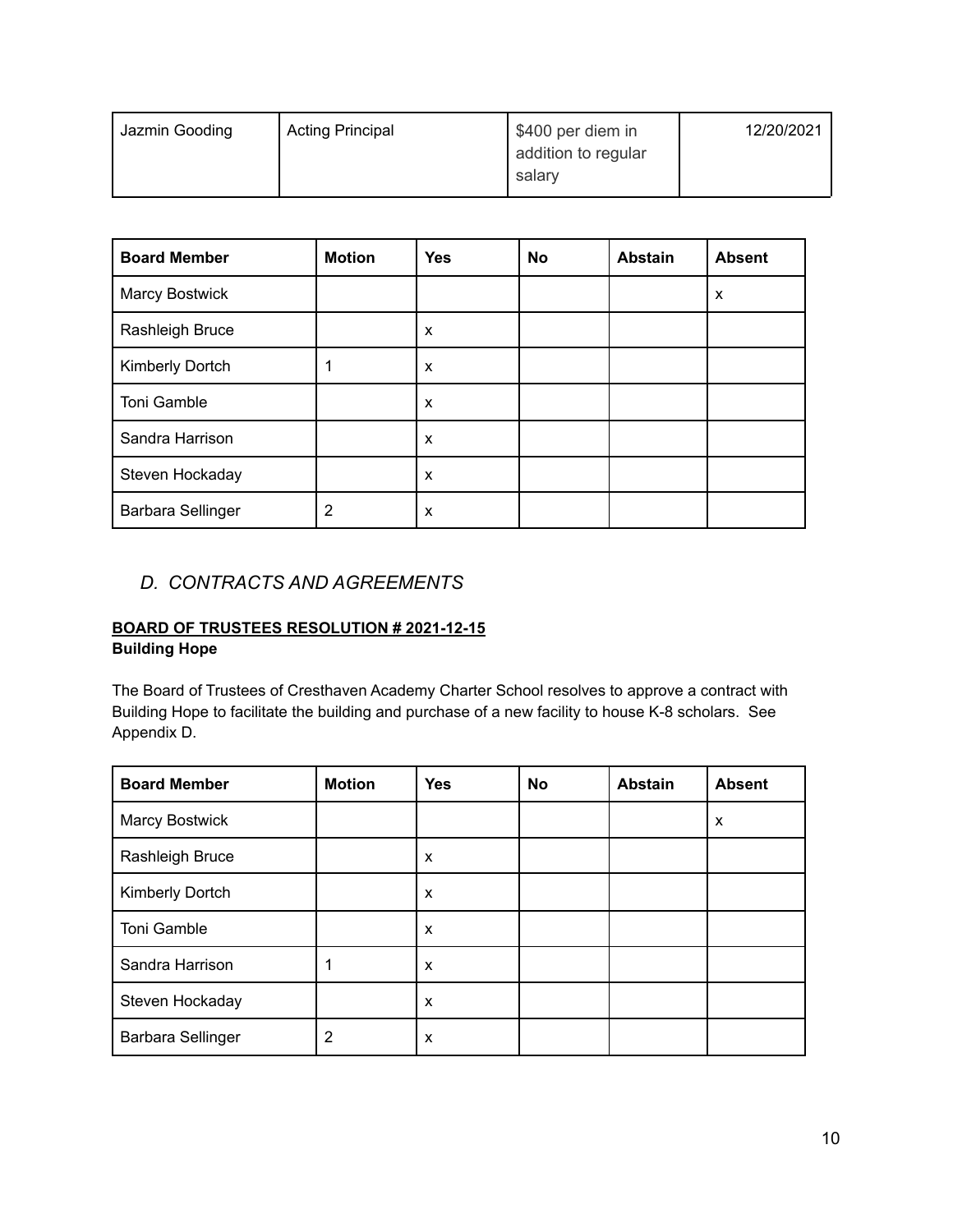| Jazmin Gooding | Acting Principal | $400 per diem in addition to regular salary | 12/20/2021 |
|---|---|---|---|

| Board Member | Motion | Yes | No | Abstain | Absent |
|---|---|---|---|---|---|
| Marcy Bostwick | | | | | x |
| Rashleigh Bruce | | x | | | |
| Kimberly Dortch | 1 | x | | | |
| Toni Gamble | | x | | | |
| Sandra Harrison | | x | | | |
| Steven Hockaday | | x | | | |
| Barbara Sellinger | 2 | x | | | |

## *D. CONTRACTS AND AGREEMENTS*

**BOARD OF TRUSTEES RESOLUTION # 2021-12-15**
**Building Hope**

The Board of Trustees of Cresthaven Academy Charter School resolves to approve a contract with Building Hope to facilitate the building and purchase of a new facility to house K-8 scholars. See Appendix D.

| Board Member | Motion | Yes | No | Abstain | Absent |
|---|---|---|---|---|---|
| Marcy Bostwick | | | | | x |
| Rashleigh Bruce | | x | | | |
| Kimberly Dortch | | x | | | |
| Toni Gamble | | x | | | |
| Sandra Harrison | 1 | x | | | |
| Steven Hockaday | | x | | | |
| Barbara Sellinger | 2 | x | | | |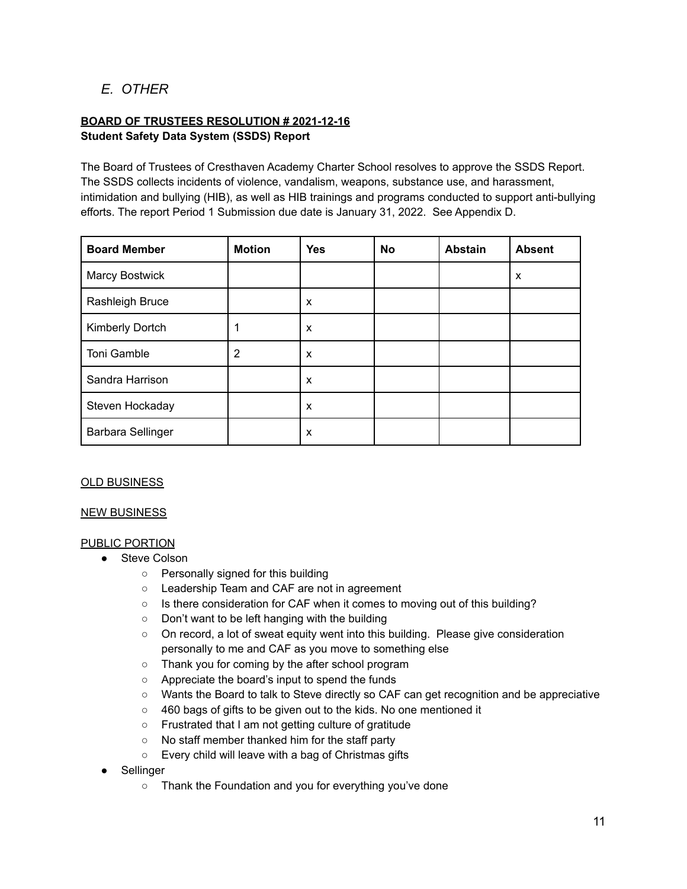## *E. OTHER*

**BOARD OF TRUSTEES RESOLUTION # 2021-12-16**
**Student Safety Data System (SSDS) Report**

The Board of Trustees of Cresthaven Academy Charter School resolves to approve the SSDS Report. The SSDS collects incidents of violence, vandalism, weapons, substance use, and harassment, intimidation and bullying (HIB), as well as HIB trainings and programs conducted to support anti-bullying efforts. The report Period 1 Submission due date is January 31, 2022. See Appendix D.

| Board Member | Motion | Yes | No | Abstain | Absent |
|---|---|---|---|---|---|
| Marcy Bostwick | | | | | x |
| Rashleigh Bruce | | x | | | |
| Kimberly Dortch | 1 | x | | | |
| Toni Gamble | 2 | x | | | |
| Sandra Harrison | | x | | | |
| Steven Hockaday | | x | | | |
| Barbara Sellinger | | x | | | |

<u>OLD BUSINESS</u>

<u>NEW BUSINESS</u>

<u>PUBLIC PORTION</u>

- Steve Colson
  - Personally signed for this building
  - Leadership Team and CAF are not in agreement
  - Is there consideration for CAF when it comes to moving out of this building?
  - Don't want to be left hanging with the building
  - On record, a lot of sweat equity went into this building. Please give consideration personally to me and CAF as you move to something else
  - Thank you for coming by the after school program
  - Appreciate the board's input to spend the funds
  - Wants the Board to talk to Steve directly so CAF can get recognition and be appreciative
  - 460 bags of gifts to be given out to the kids. No one mentioned it
  - Frustrated that I am not getting culture of gratitude
  - No staff member thanked him for the staff party
  - Every child will leave with a bag of Christmas gifts
- Sellinger
  - Thank the Foundation and you for everything you've done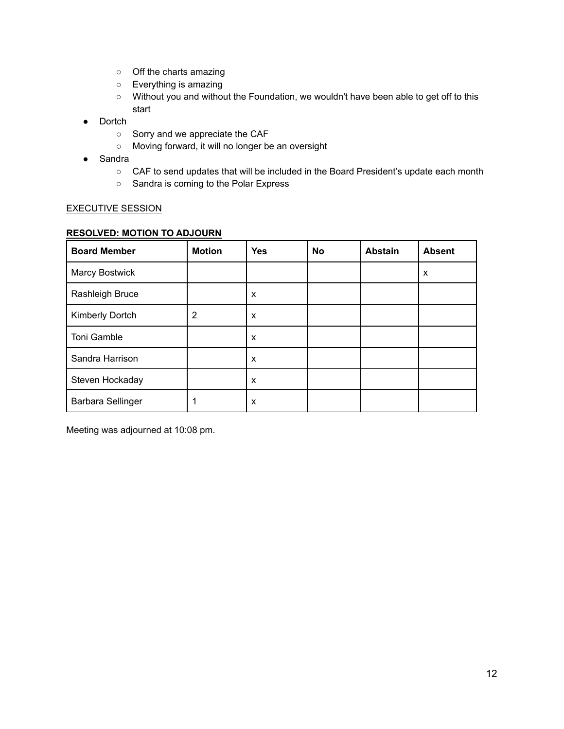- Off the charts amazing
    - Everything is amazing
    - Without you and without the Foundation, we wouldn't have been able to get off to this start
- Dortch
    - Sorry and we appreciate the CAF
    - Moving forward, it will no longer be an oversight
- Sandra
    - CAF to send updates that will be included in the Board President's update each month
    - Sandra is coming to the Polar Express

<u>EXECUTIVE SESSION</u>

**<u>RESOLVED: MOTION TO ADJOURN</u>**

| Board Member | Motion | Yes | No | Abstain | Absent |
|---|---|---|---|---|---|
| Marcy Bostwick | | | | | x |
| Rashleigh Bruce | | x | | | |
| Kimberly Dortch | 2 | x | | | |
| Toni Gamble | | x | | | |
| Sandra Harrison | | x | | | |
| Steven Hockaday | | x | | | |
| Barbara Sellinger | 1 | x | | | |

Meeting was adjourned at 10:08 pm.